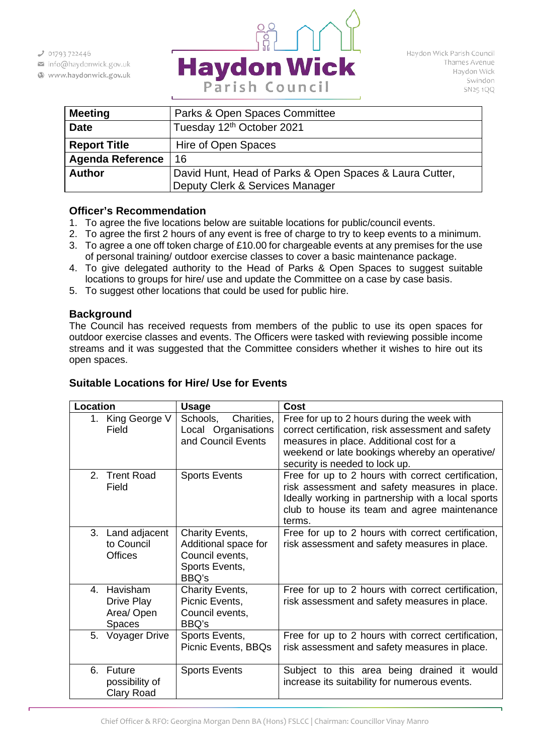01793 722446
info@haydonwick.gov.uk
www.haydonwick.gov.uk

**Haydon Wick Parish Council**

Haydon Wick Parish Council
Thames Avenue
Haydon Wick
Swindon
SN25 1QQ

| **Meeting** | Parks & Open Spaces Committee |
|---|---|
| **Date** | Tuesday 12th October 2021 |
| **Report Title** | Hire of Open Spaces |
| **Agenda Reference** | 16 |
| **Author** | David Hunt, Head of Parks & Open Spaces & Laura Cutter, Deputy Clerk & Services Manager |

### Officer's Recommendation

1. To agree the five locations below are suitable locations for public/council events.
2. To agree the first 2 hours of any event is free of charge to try to keep events to a minimum.
3. To agree a one off token charge of £10.00 for chargeable events at any premises for the use of personal training/ outdoor exercise classes to cover a basic maintenance package.
4. To give delegated authority to the Head of Parks & Open Spaces to suggest suitable locations to groups for hire/ use and update the Committee on a case by case basis.
5. To suggest other locations that could be used for public hire.

### Background

The Council has received requests from members of the public to use its open spaces for outdoor exercise classes and events. The Officers were tasked with reviewing possible income streams and it was suggested that the Committee considers whether it wishes to hire out its open spaces.

### Suitable Locations for Hire/ Use for Events

| Location | Usage | Cost |
|---|---|---|
| 1. King George V Field | Schools, Charities, Local Organisations and Council Events | Free for up to 2 hours during the week with correct certification, risk assessment and safety measures in place. Additional cost for a weekend or late bookings whereby an operative/ security is needed to lock up. |
| 2. Trent Road Field | Sports Events | Free for up to 2 hours with correct certification, risk assessment and safety measures in place. Ideally working in partnership with a local sports club to house its team and agree maintenance terms. |
| 3. Land adjacent to Council Offices | Charity Events, Additional space for Council events, Sports Events, BBQ's | Free for up to 2 hours with correct certification, risk assessment and safety measures in place. |
| 4. Havisham Drive Play Area/ Open Spaces | Charity Events, Picnic Events, Council events, BBQ's | Free for up to 2 hours with correct certification, risk assessment and safety measures in place. |
| 5. Voyager Drive | Sports Events, Picnic Events, BBQs | Free for up to 2 hours with correct certification, risk assessment and safety measures in place. |
| 6. Future possibility of Clary Road | Sports Events | Subject to this area being drained it would increase its suitability for numerous events. |

Chief Officer & RFO: Georgina Morgan Denn BA (Hons) FSLCC | Chairman: Councillor Vinay Manro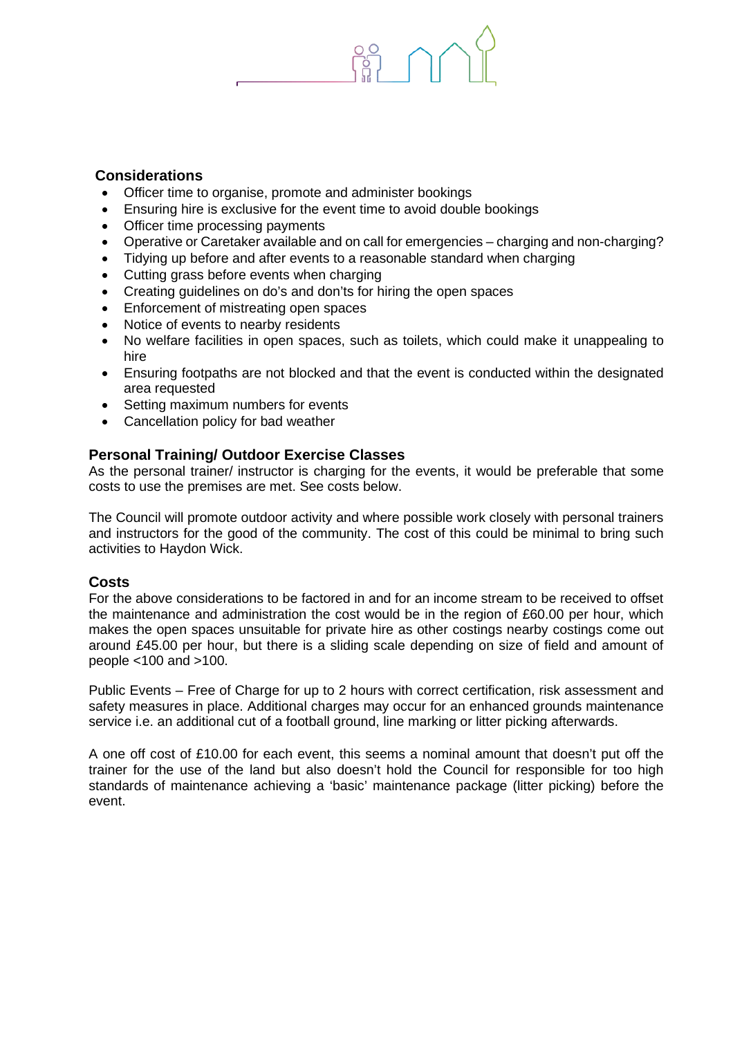## Considerations

- Officer time to organise, promote and administer bookings
- Ensuring hire is exclusive for the event time to avoid double bookings
- Officer time processing payments
- Operative or Caretaker available and on call for emergencies – charging and non-charging?
- Tidying up before and after events to a reasonable standard when charging
- Cutting grass before events when charging
- Creating guidelines on do's and don'ts for hiring the open spaces
- Enforcement of mistreating open spaces
- Notice of events to nearby residents
- No welfare facilities in open spaces, such as toilets, which could make it unappealing to hire
- Ensuring footpaths are not blocked and that the event is conducted within the designated area requested
- Setting maximum numbers for events
- Cancellation policy for bad weather

## Personal Training/ Outdoor Exercise Classes

As the personal trainer/ instructor is charging for the events, it would be preferable that some costs to use the premises are met. See costs below.

The Council will promote outdoor activity and where possible work closely with personal trainers and instructors for the good of the community. The cost of this could be minimal to bring such activities to Haydon Wick.

## Costs

For the above considerations to be factored in and for an income stream to be received to offset the maintenance and administration the cost would be in the region of £60.00 per hour, which makes the open spaces unsuitable for private hire as other costings nearby costings come out around £45.00 per hour, but there is a sliding scale depending on size of field and amount of people <100 and >100.

Public Events – Free of Charge for up to 2 hours with correct certification, risk assessment and safety measures in place. Additional charges may occur for an enhanced grounds maintenance service i.e. an additional cut of a football ground, line marking or litter picking afterwards.

A one off cost of £10.00 for each event, this seems a nominal amount that doesn't put off the trainer for the use of the land but also doesn't hold the Council for responsible for too high standards of maintenance achieving a 'basic' maintenance package (litter picking) before the event.